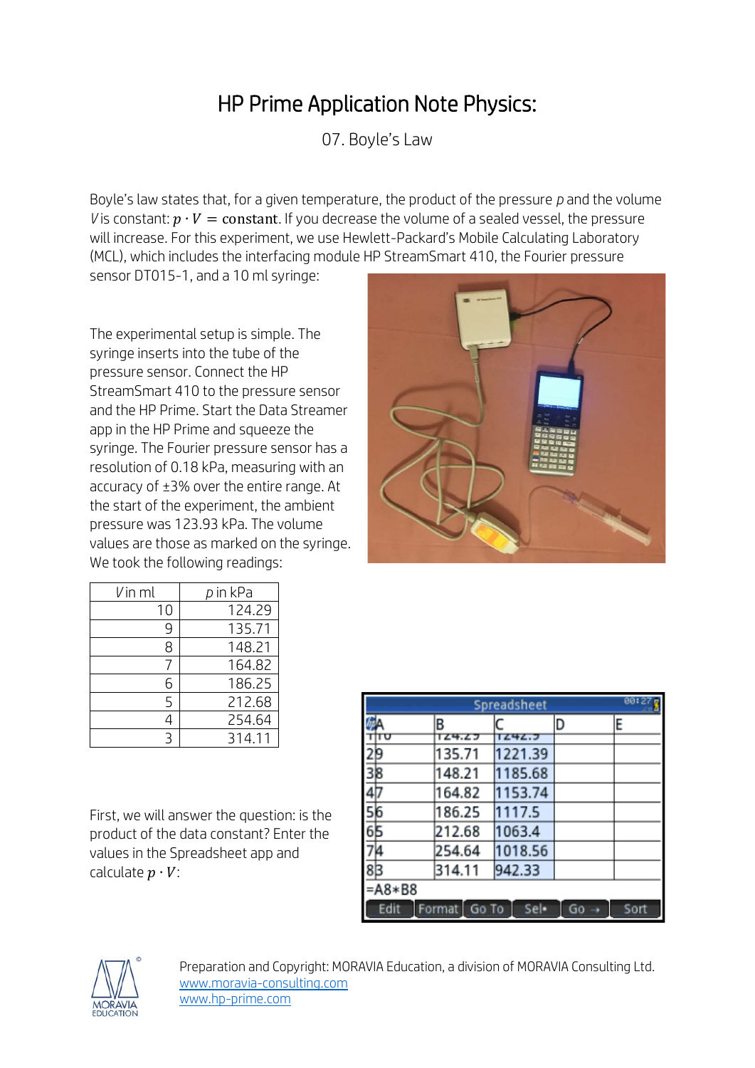# HP Prime Application Note Physics:

07. Boyle's Law

Boyle's law states that, for a given temperature, the product of the pressure $p$ and the volume $V$ is constant: $p \cdot V = \text{constant}$. If you decrease the volume of a sealed vessel, the pressure will increase. For this experiment, we use Hewlett-Packard's Mobile Calculating Laboratory (MCL), which includes the interfacing module HP StreamSmart 410, the Fourier pressure sensor DT015-1, and a 10 ml syringe:

The experimental setup is simple. The syringe inserts into the tube of the pressure sensor. Connect the HP StreamSmart 410 to the pressure sensor and the HP Prime. Start the Data Streamer app in the HP Prime and squeeze the syringe. The Fourier pressure sensor has a resolution of 0.18 kPa, measuring with an accuracy of ±3% over the entire range. At the start of the experiment, the ambient pressure was 123.93 kPa. The volume values are those as marked on the syringe. We took the following readings:

| $V$ in ml | $p$ in kPa |
|---|---|
| 10 | 124.29 |
| 9 | 135.71 |
| 8 | 148.21 |
| 7 | 164.82 |
| 6 | 186.25 |
| 5 | 212.68 |
| 4 | 254.64 |
| 3 | 314.11 |

First, we will answer the question: is the product of the data constant? Enter the values in the Spreadsheet app and calculate $p \cdot V$:

Preparation and Copyright: MORAVIA Education, a division of MORAVIA Consulting Ltd.
www.moravia-consulting.com
www.hp-prime.com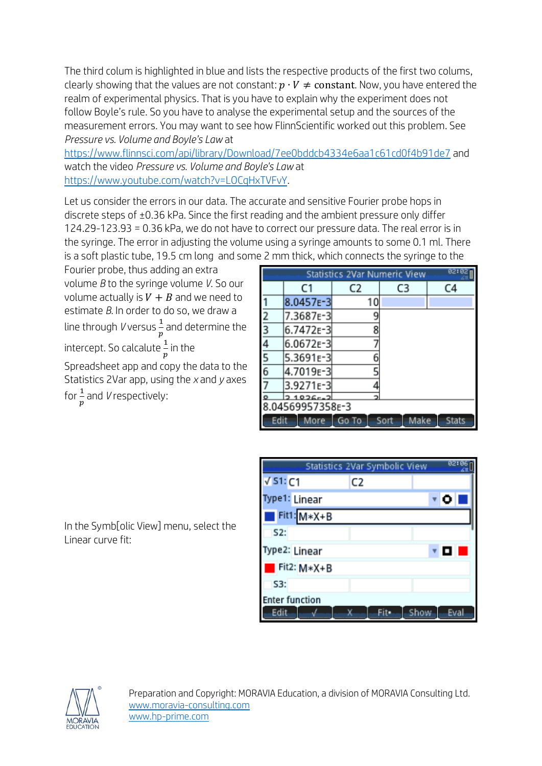The third colum is highlighted in blue and lists the respective products of the first two colums, clearly showing that the values are not constant: $p \cdot V \neq \text{constant}$. Now, you have entered the realm of experimental physics. That is you have to explain why the experiment does not follow Boyle's rule. So you have to analyse the experimental setup and the sources of the measurement errors. You may want to see how FlinnScientific worked out this problem. See *Pressure vs. Volume and Boyle's Law* at https://www.flinnsci.com/api/library/Download/7ee0bddcb4334e6aa1c61cd0f4b91de7 and watch the video *Pressure vs. Volume and Boyle's Law* at https://www.youtube.com/watch?v=LOCqHxTVFvY.

Let us consider the errors in our data. The accurate and sensitive Fourier probe hops in discrete steps of ±0.36 kPa. Since the first reading and the ambient pressure only differ 124.29-123.93 = 0.36 kPa, we do not have to correct our pressure data. The real error is in the syringe. The error in adjusting the volume using a syringe amounts to some 0.1 ml. There is a soft plastic tube, 19.5 cm long and some 2 mm thick, which connects the syringe to the Fourier probe, thus adding an extra volume *B* to the syringe volume *V*. So our volume actually is $V + B$ and we need to estimate *B*. In order to do so, we draw a line through *V* versus $\frac{1}{p}$ and determine the intercept. So calculate $\frac{1}{p}$ in the Spreadsheet app and copy the data to the Statistics 2Var app, using the *x* and *y* axes for $\frac{1}{p}$ and *V* respectively:

| | C1 | C2 | C3 | C4 |
|---|---|---|---|---|
| 1 | 8.0457E-3 | 10 | | |
| 2 | 7.3687E-3 | 9 | | |
| 3 | 6.7472E-3 | 8 | | |
| 4 | 6.0672E-3 | 7 | | |
| 5 | 5.3691E-3 | 6 | | |
| 6 | 4.7019E-3 | 5 | | |
| 7 | 3.9271E-3 | 4 | | |

In the Symb[olic View] menu, select the Linear curve fit: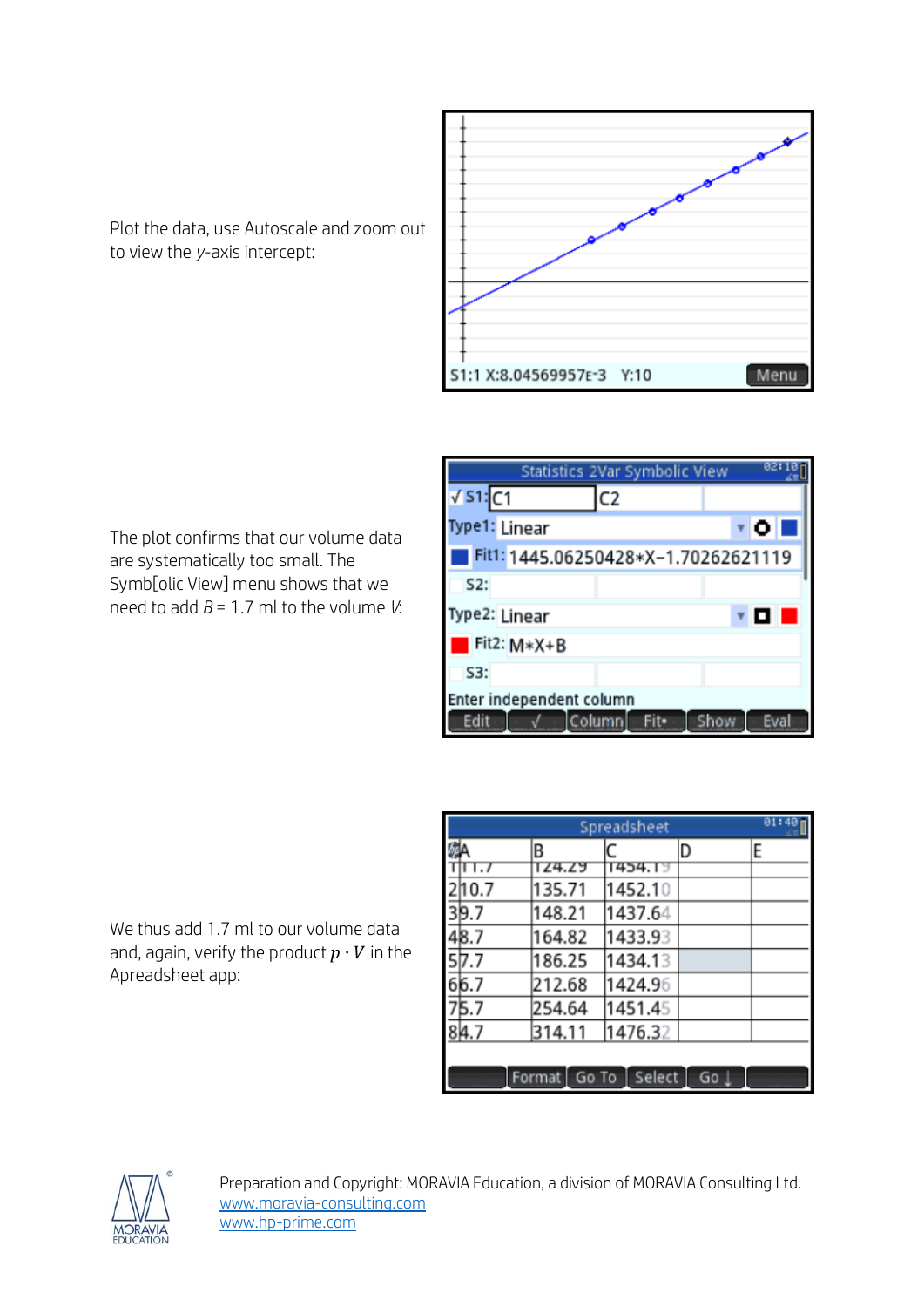Plot the data, use Autoscale and zoom out to view the $y$-axis intercept:

S1:1 X:8.04569957E-3 Y:10

The plot confirms that our volume data are systematically too small. The Symb[olic View] menu shows that we need to add $B$ = 1.7 ml to the volume $V$:

Statistics 2Var Symbolic View

√ S1: C1 C2

Type1: Linear

Fit1: 1445.06250428*X-1.70262621119

S2:

Type2: Linear

Fit2: M*X+B

S3:

Enter independent column

We thus add 1.7 ml to our volume data and, again, verify the product $p \cdot V$ in the Apreadsheet app:

Spreadsheet

| | A | B | C | D | E |
|---|---|---|---|---|---|
| 1 | 11.7 | 124.29 | 1454.19 | | |
| 2 | 10.7 | 135.71 | 1452.10 | | |
| 3 | 9.7 | 148.21 | 1437.64 | | |
| 4 | 8.7 | 164.82 | 1433.93 | | |
| 5 | 7.7 | 186.25 | 1434.13 | | |
| 6 | 6.7 | 212.68 | 1424.96 | | |
| 7 | 5.7 | 254.64 | 1451.45 | | |
| 8 | 4.7 | 314.11 | 1476.32 | | |

Preparation and Copyright: MORAVIA Education, a division of MORAVIA Consulting Ltd.
www.moravia-consulting.com
www.hp-prime.com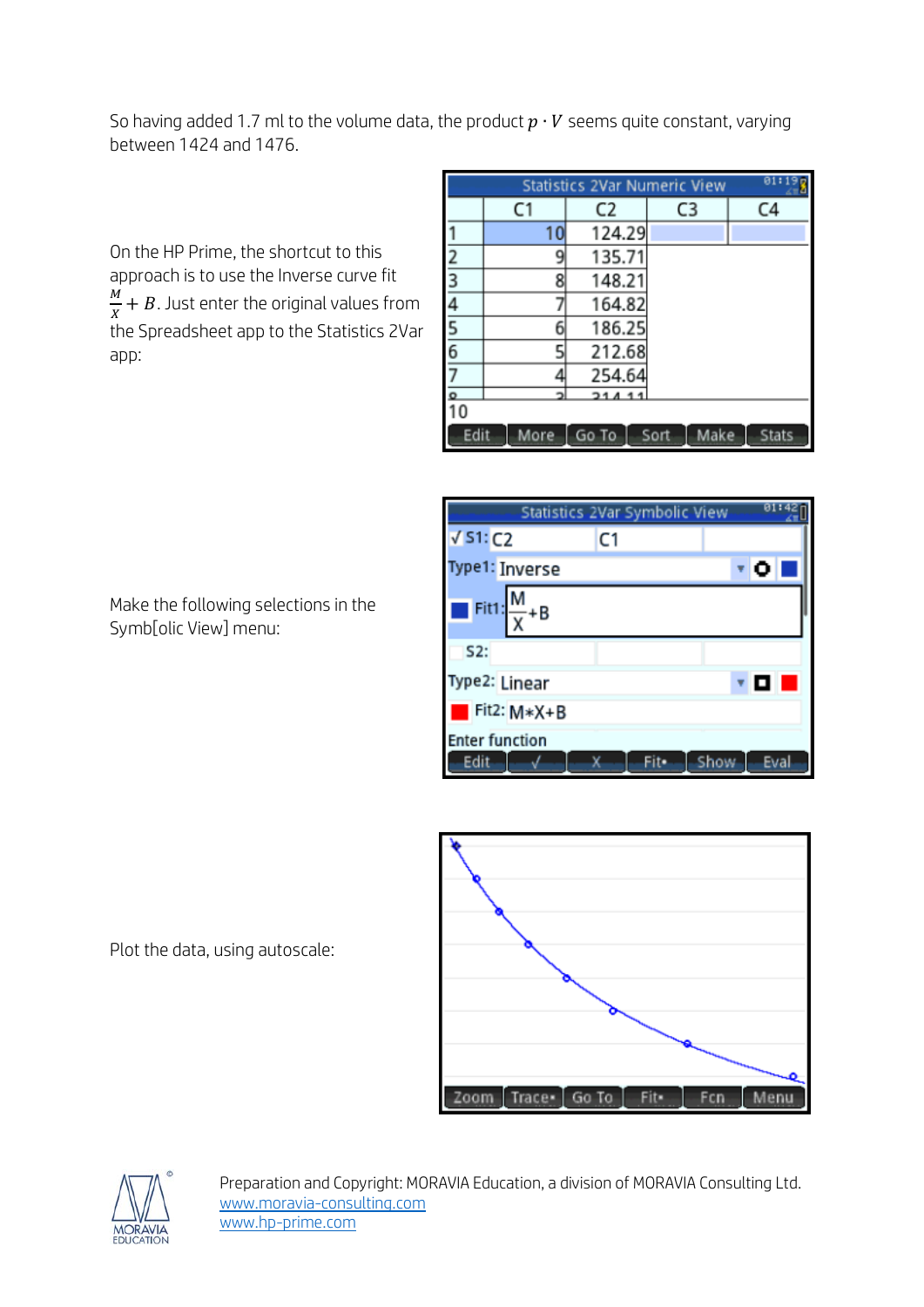So having added 1.7 ml to the volume data, the product $p \cdot V$ seems quite constant, varying between 1424 and 1476.

On the HP Prime, the shortcut to this approach is to use the Inverse curve fit $\frac{M}{X} + B$. Just enter the original values from the Spreadsheet app to the Statistics 2Var app:

Make the following selections in the Symb[olic View] menu:

Plot the data, using autoscale:

Preparation and Copyright: MORAVIA Education, a division of MORAVIA Consulting Ltd.
www.moravia-consulting.com
www.hp-prime.com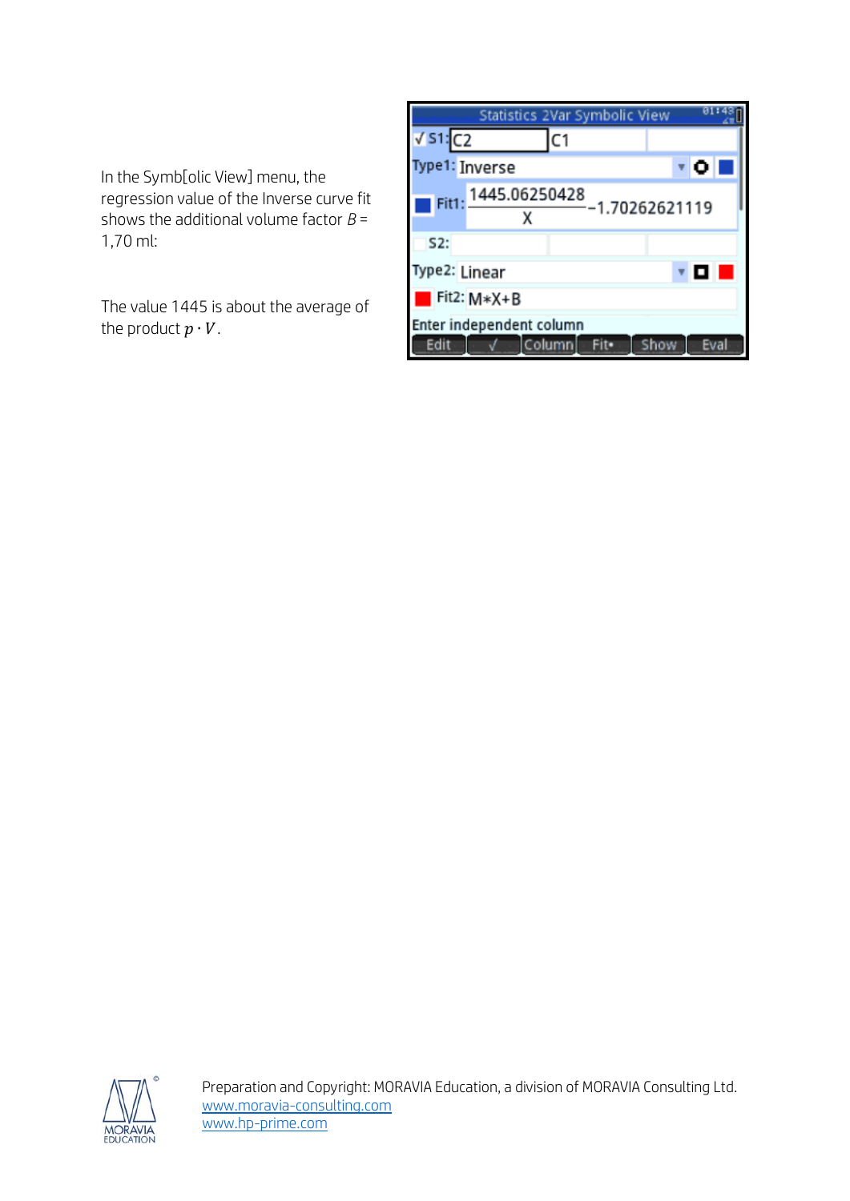In the Symb[olic View] menu, the regression value of the Inverse curve fit shows the additional volume factor $B$ = 1,70 ml:

The value 1445 is about the average of the product $p \cdot V$.

Statistics 2Var Symbolic View

√ S1: C2 C1

Type1: Inverse

Fit1: $\frac{1445.06250428}{X} - 1.70262621119$

S2:

Type2: Linear

Fit2: M*X+B

Enter independent column

Edit √ Column Fit• Show Eval

Preparation and Copyright: MORAVIA Education, a division of MORAVIA Consulting Ltd.
www.moravia-consulting.com
www.hp-prime.com